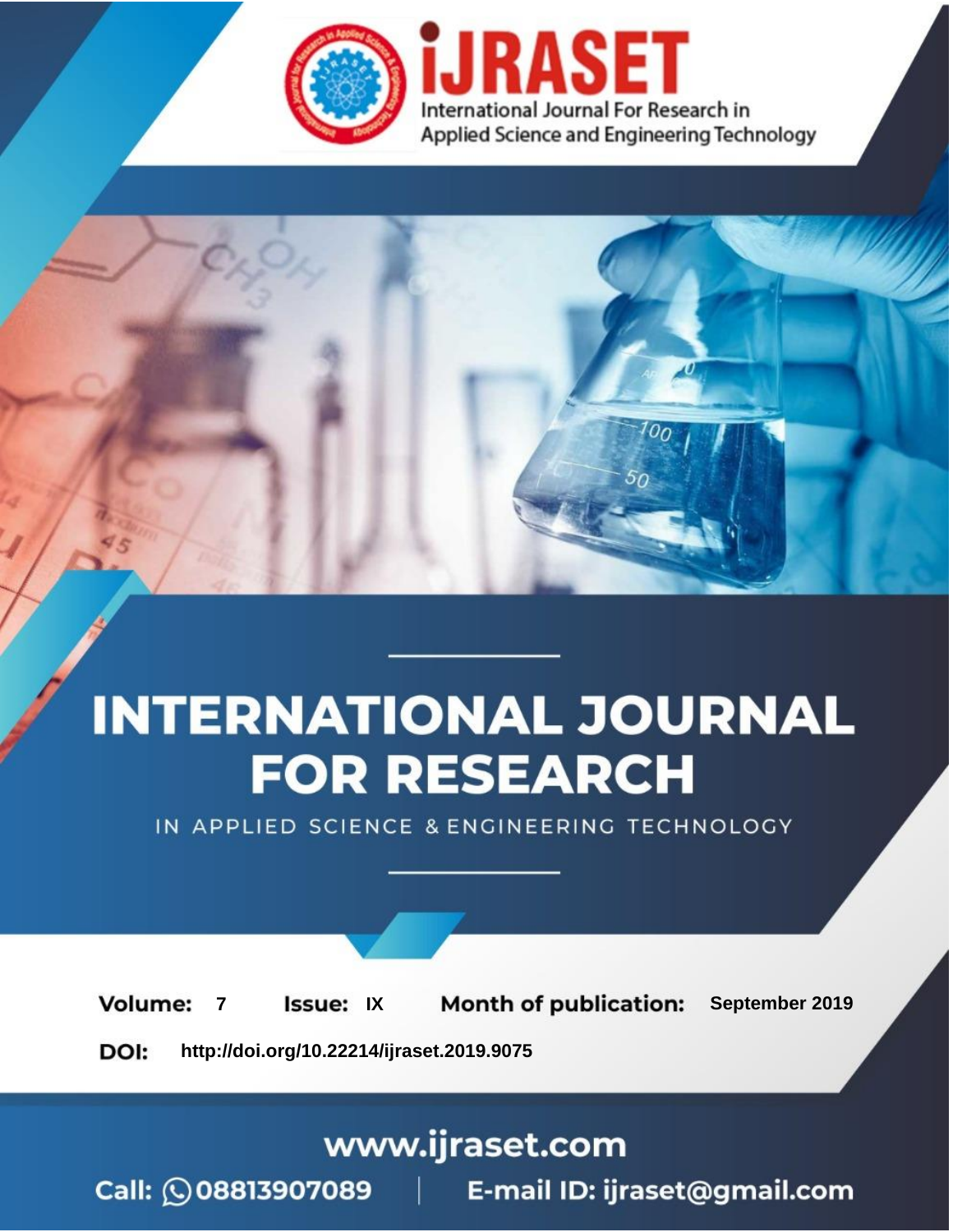iJRASET

International Journal For Research in Applied Science and Engineering Technology

# INTERNATIONAL JOURNAL FOR RESEARCH

IN APPLIED SCIENCE & ENGINEERING TECHNOLOGY

**Volume:** 7 **Issue:** IX **Month of publication:** September 2019

**DOI:** http://doi.org/10.22214/ijraset.2019.9075

www.ijraset.com

Call: 08813907089 | E-mail ID: ijraset@gmail.com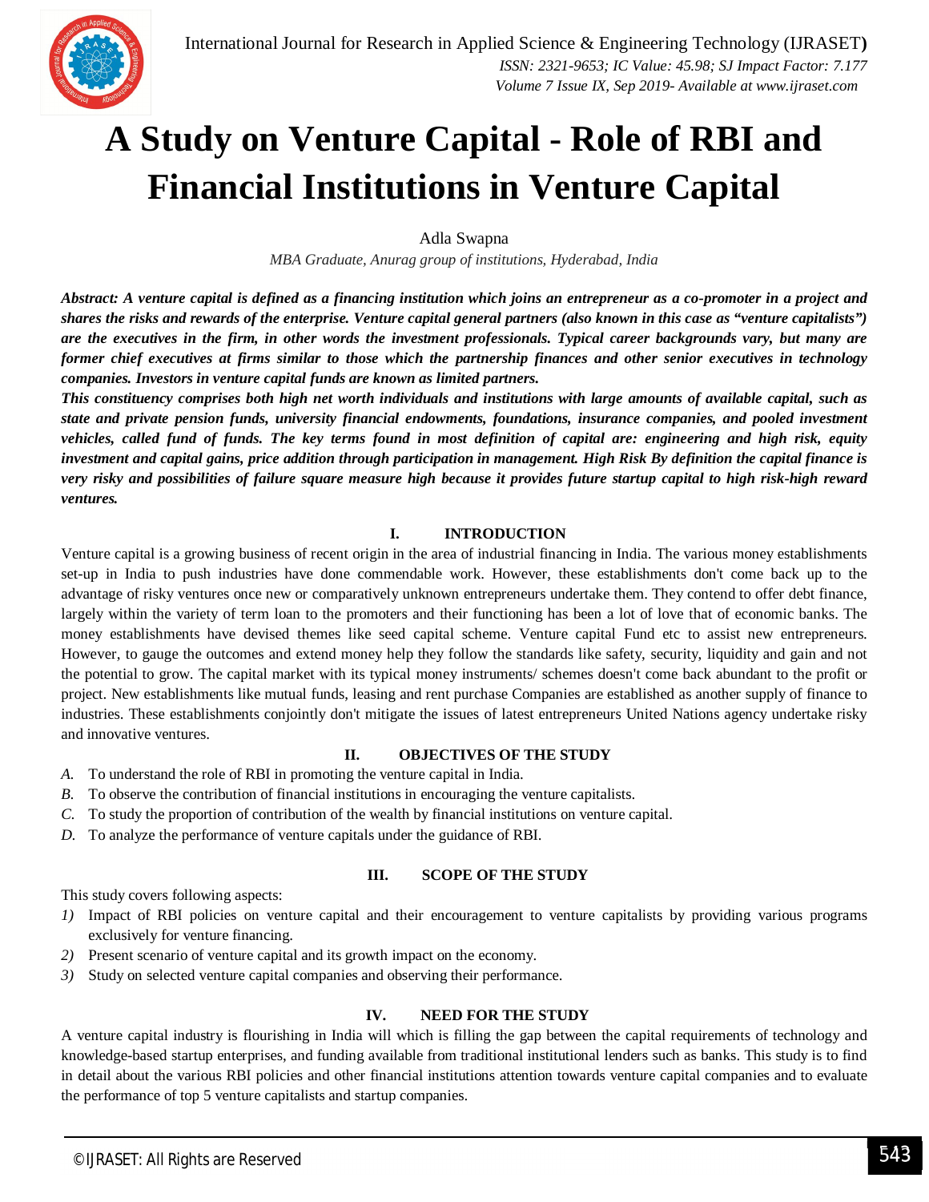# A Study on Venture Capital - Role of RBI and Financial Institutions in Venture Capital

Adla Swapna

*MBA Graduate, Anurag group of institutions, Hyderabad, India*

***Abstract:** A venture capital is defined as a financing institution which joins an entrepreneur as a co-promoter in a project and shares the risks and rewards of the enterprise. Venture capital general partners (also known in this case as "venture capitalists") are the executives in the firm, in other words the investment professionals. Typical career backgrounds vary, but many are former chief executives at firms similar to those which the partnership finances and other senior executives in technology companies. Investors in venture capital funds are known as limited partners.*

*This constituency comprises both high net worth individuals and institutions with large amounts of available capital, such as state and private pension funds, university financial endowments, foundations, insurance companies, and pooled investment vehicles, called fund of funds. The key terms found in most definition of capital are: engineering and high risk, equity investment and capital gains, price addition through participation in management. High Risk By definition the capital finance is very risky and possibilities of failure square measure high because it provides future startup capital to high risk-high reward ventures.*

## I. INTRODUCTION

Venture capital is a growing business of recent origin in the area of industrial financing in India. The various money establishments set-up in India to push industries have done commendable work. However, these establishments don't come back up to the advantage of risky ventures once new or comparatively unknown entrepreneurs undertake them. They contend to offer debt finance, largely within the variety of term loan to the promoters and their functioning has been a lot of love that of economic banks. The money establishments have devised themes like seed capital scheme. Venture capital Fund etc to assist new entrepreneurs. However, to gauge the outcomes and extend money help they follow the standards like safety, security, liquidity and gain and not the potential to grow. The capital market with its typical money instruments/ schemes doesn't come back abundant to the profit or project. New establishments like mutual funds, leasing and rent purchase Companies are established as another supply of finance to industries. These establishments conjointly don't mitigate the issues of latest entrepreneurs United Nations agency undertake risky and innovative ventures.

## II. OBJECTIVES OF THE STUDY

*A.* To understand the role of RBI in promoting the venture capital in India.

*B.* To observe the contribution of financial institutions in encouraging the venture capitalists.

*C.* To study the proportion of contribution of the wealth by financial institutions on venture capital.

*D.* To analyze the performance of venture capitals under the guidance of RBI.

## III. SCOPE OF THE STUDY

This study covers following aspects:

1) Impact of RBI policies on venture capital and their encouragement to venture capitalists by providing various programs exclusively for venture financing.
2) Present scenario of venture capital and its growth impact on the economy.
3) Study on selected venture capital companies and observing their performance.

## IV. NEED FOR THE STUDY

A venture capital industry is flourishing in India will which is filling the gap between the capital requirements of technology and knowledge-based startup enterprises, and funding available from traditional institutional lenders such as banks. This study is to find in detail about the various RBI policies and other financial institutions attention towards venture capital companies and to evaluate the performance of top 5 venture capitalists and startup companies.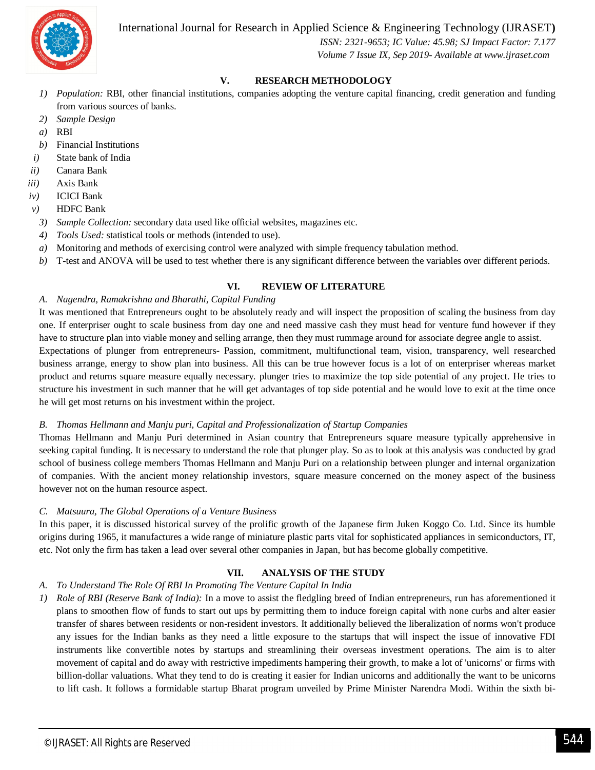## V. RESEARCH METHODOLOGY

1) *Population:* RBI, other financial institutions, companies adopting the venture capital financing, credit generation and funding from various sources of banks.
2) *Sample Design*
   a) RBI
   b) Financial Institutions
      i) State bank of India
      ii) Canara Bank
      iii) Axis Bank
      iv) ICICI Bank
      v) HDFC Bank
3) *Sample Collection:* secondary data used like official websites, magazines etc.
4) *Tools Used:* statistical tools or methods (intended to use).
   a) Monitoring and methods of exercising control were analyzed with simple frequency tabulation method.
   b) T-test and ANOVA will be used to test whether there is any significant difference between the variables over different periods.

## VI. REVIEW OF LITERATURE

### A. *Nagendra, Ramakrishna and Bharathi, Capital Funding*

It was mentioned that Entrepreneurs ought to be absolutely ready and will inspect the proposition of scaling the business from day one. If enterpriser ought to scale business from day one and need massive cash they must head for venture fund however if they have to structure plan into viable money and selling arrange, then they must rummage around for associate degree angle to assist.

Expectations of plunger from entrepreneurs- Passion, commitment, multifunctional team, vision, transparency, well researched business arrange, energy to show plan into business. All this can be true however focus is a lot of on enterpriser whereas market product and returns square measure equally necessary. plunger tries to maximize the top side potential of any project. He tries to structure his investment in such manner that he will get advantages of top side potential and he would love to exit at the time once he will get most returns on his investment within the project.

### B. *Thomas Hellmann and Manju puri, Capital and Professionalization of Startup Companies*

Thomas Hellmann and Manju Puri determined in Asian country that Entrepreneurs square measure typically apprehensive in seeking capital funding. It is necessary to understand the role that plunger play. So as to look at this analysis was conducted by grad school of business college members Thomas Hellmann and Manju Puri on a relationship between plunger and internal organization of companies. With the ancient money relationship investors, square measure concerned on the money aspect of the business however not on the human resource aspect.

### C. *Matsuura, The Global Operations of a Venture Business*

In this paper, it is discussed historical survey of the prolific growth of the Japanese firm Juken Koggo Co. Ltd. Since its humble origins during 1965, it manufactures a wide range of miniature plastic parts vital for sophisticated appliances in semiconductors, IT, etc. Not only the firm has taken a lead over several other companies in Japan, but has become globally competitive.

## VII. ANALYSIS OF THE STUDY

### A. *To Understand The Role Of RBI In Promoting The Venture Capital In India*

1) *Role of RBI (Reserve Bank of India):* In a move to assist the fledgling breed of Indian entrepreneurs, run has aforementioned it plans to smoothen flow of funds to start out ups by permitting them to induce foreign capital with none curbs and alter easier transfer of shares between residents or non-resident investors. It additionally believed the liberalization of norms won't produce any issues for the Indian banks as they need a little exposure to the startups that will inspect the issue of innovative FDI instruments like convertible notes by startups and streamlining their overseas investment operations. The aim is to alter movement of capital and do away with restrictive impediments hampering their growth, to make a lot of 'unicorns' or firms with billion-dollar valuations. What they tend to do is creating it easier for Indian unicorns and additionally the want to be unicorns to lift cash. It follows a formidable startup Bharat program unveiled by Prime Minister Narendra Modi. Within the sixth bi-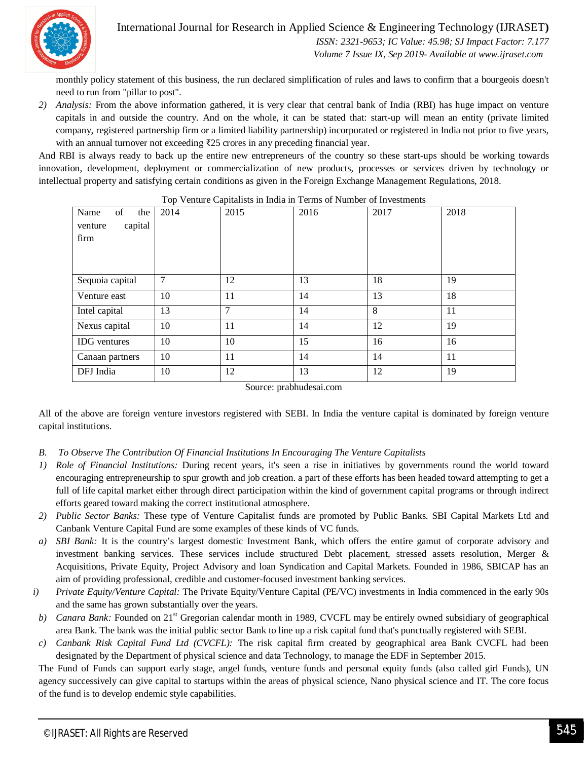monthly policy statement of this business, the run declared simplification of rules and laws to confirm that a bourgeois doesn't need to run from "pillar to post".

2) *Analysis:* From the above information gathered, it is very clear that central bank of India (RBI) has huge impact on venture capitals in and outside the country. And on the whole, it can be stated that: start-up will mean an entity (private limited company, registered partnership firm or a limited liability partnership) incorporated or registered in India not prior to five years, with an annual turnover not exceeding ₹25 crores in any preceding financial year.

And RBI is always ready to back up the entire new entrepreneurs of the country so these start-ups should be working towards innovation, development, deployment or commercialization of new products, processes or services driven by technology or intellectual property and satisfying certain conditions as given in the Foreign Exchange Management Regulations, 2018.

Top Venture Capitalists in India in Terms of Number of Investments

| Name of the venture capital firm | 2014 | 2015 | 2016 | 2017 | 2018 |
|---|---|---|---|---|---|
| Sequoia capital | 7 | 12 | 13 | 18 | 19 |
| Venture east | 10 | 11 | 14 | 13 | 18 |
| Intel capital | 13 | 7 | 14 | 8 | 11 |
| Nexus capital | 10 | 11 | 14 | 12 | 19 |
| IDG ventures | 10 | 10 | 15 | 16 | 16 |
| Canaan partners | 10 | 11 | 14 | 14 | 11 |
| DFJ India | 10 | 12 | 13 | 12 | 19 |

Source: prabhudesai.com

All of the above are foreign venture investors registered with SEBI. In India the venture capital is dominated by foreign venture capital institutions.

*B. To Observe The Contribution Of Financial Institutions In Encouraging The Venture Capitalists*

1) *Role of Financial Institutions:* During recent years, it's seen a rise in initiatives by governments round the world toward encouraging entrepreneurship to spur growth and job creation. a part of these efforts has been headed toward attempting to get a full of life capital market either through direct participation within the kind of government capital programs or through indirect efforts geared toward making the correct institutional atmosphere.

2) *Public Sector Banks:* These type of Venture Capitalist funds are promoted by Public Banks. SBI Capital Markets Ltd and Canbank Venture Capital Fund are some examples of these kinds of VC funds.

a) *SBI Bank:* It is the country's largest domestic Investment Bank, which offers the entire gamut of corporate advisory and investment banking services. These services include structured Debt placement, stressed assets resolution, Merger & Acquisitions, Private Equity, Project Advisory and loan Syndication and Capital Markets. Founded in 1986, SBICAP has an aim of providing professional, credible and customer-focused investment banking services.

i) *Private Equity/Venture Capital:* The Private Equity/Venture Capital (PE/VC) investments in India commenced in the early 90s and the same has grown substantially over the years.

b) *Canara Bank:* Founded on 21st Gregorian calendar month in 1989, CVCFL may be entirely owned subsidiary of geographical area Bank. The bank was the initial public sector Bank to line up a risk capital fund that's punctually registered with SEBI.

c) *Canbank Risk Capital Fund Ltd (CVCFL):* The risk capital firm created by geographical area Bank CVCFL had been designated by the Department of physical science and data Technology, to manage the EDF in September 2015.

The Fund of Funds can support early stage, angel funds, venture funds and personal equity funds (also called girl Funds), UN agency successively can give capital to startups within the areas of physical science, Nano physical science and IT. The core focus of the fund is to develop endemic style capabilities.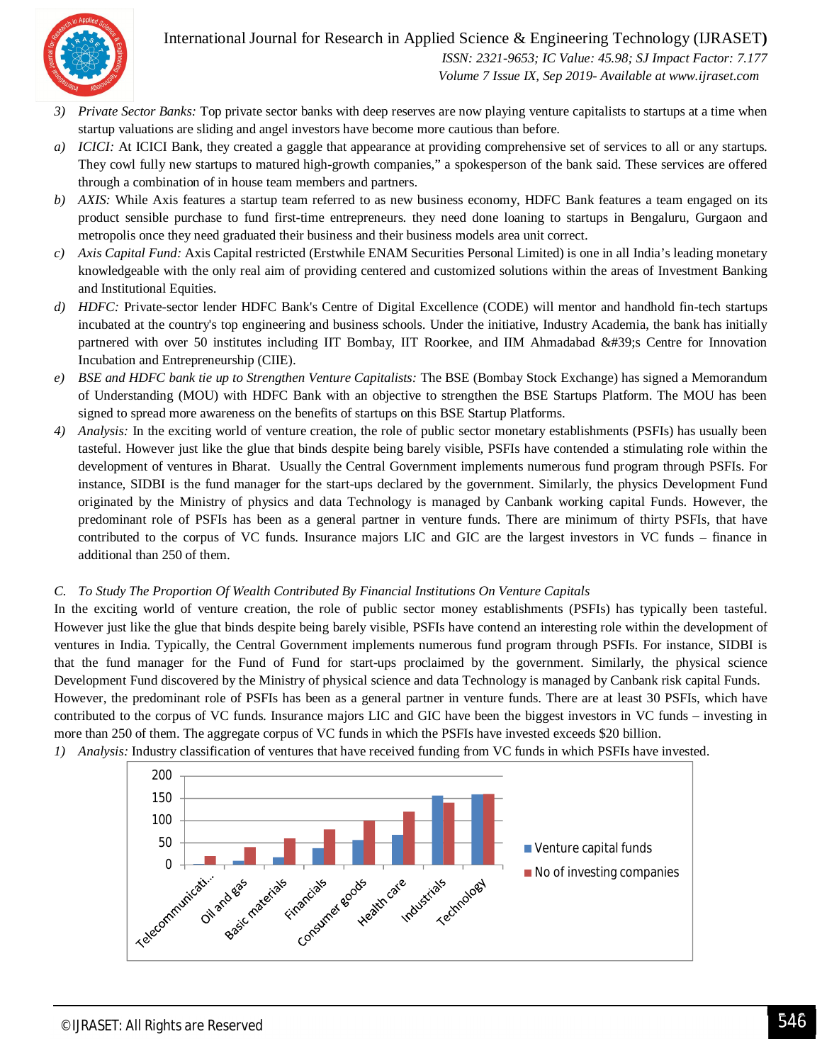3) *Private Sector Banks:* Top private sector banks with deep reserves are now playing venture capitalists to startups at a time when startup valuations are sliding and angel investors have become more cautious than before.

a) *ICICI:* At ICICI Bank, they created a gaggle that appearance at providing comprehensive set of services to all or any startups. They cowl fully new startups to matured high-growth companies," a spokesperson of the bank said. These services are offered through a combination of in house team members and partners.

b) *AXIS:* While Axis features a startup team referred to as new business economy, HDFC Bank features a team engaged on its product sensible purchase to fund first-time entrepreneurs. they need done loaning to startups in Bengaluru, Gurgaon and metropolis once they need graduated their business and their business models area unit correct.

c) *Axis Capital Fund:* Axis Capital restricted (Erstwhile ENAM Securities Personal Limited) is one in all India's leading monetary knowledgeable with the only real aim of providing centered and customized solutions within the areas of Investment Banking and Institutional Equities.

d) *HDFC:* Private-sector lender HDFC Bank's Centre of Digital Excellence (CODE) will mentor and handhold fin-tech startups incubated at the country's top engineering and business schools. Under the initiative, Industry Academia, the bank has initially partnered with over 50 institutes including IIT Bombay, IIT Roorkee, and IIM Ahmadabad &#39;s Centre for Innovation Incubation and Entrepreneurship (CIIE).

e) *BSE and HDFC bank tie up to Strengthen Venture Capitalists:* The BSE (Bombay Stock Exchange) has signed a Memorandum of Understanding (MOU) with HDFC Bank with an objective to strengthen the BSE Startups Platform. The MOU has been signed to spread more awareness on the benefits of startups on this BSE Startup Platforms.

4) *Analysis:* In the exciting world of venture creation, the role of public sector monetary establishments (PSFIs) has usually been tasteful. However just like the glue that binds despite being barely visible, PSFIs have contended a stimulating role within the development of ventures in Bharat. Usually the Central Government implements numerous fund program through PSFIs. For instance, SIDBI is the fund manager for the start-ups declared by the government. Similarly, the physics Development Fund originated by the Ministry of physics and data Technology is managed by Canbank working capital Funds. However, the predominant role of PSFIs has been as a general partner in venture funds. There are minimum of thirty PSFIs, that have contributed to the corpus of VC funds. Insurance majors LIC and GIC are the largest investors in VC funds – finance in additional than 250 of them.

### C. *To Study The Proportion Of Wealth Contributed By Financial Institutions On Venture Capitals*

In the exciting world of venture creation, the role of public sector money establishments (PSFIs) has typically been tasteful. However just like the glue that binds despite being barely visible, PSFIs have contend an interesting role within the development of ventures in India. Typically, the Central Government implements numerous fund program through PSFIs. For instance, SIDBI is that the fund manager for the Fund of Fund for start-ups proclaimed by the government. Similarly, the physical science Development Fund discovered by the Ministry of physical science and data Technology is managed by Canbank risk capital Funds. However, the predominant role of PSFIs has been as a general partner in venture funds. There are at least 30 PSFIs, which have contributed to the corpus of VC funds. Insurance majors LIC and GIC have been the biggest investors in VC funds – investing in more than 250 of them. The aggregate corpus of VC funds in which the PSFIs have invested exceeds $20 billion.

1) *Analysis:* Industry classification of ventures that have received funding from VC funds in which PSFIs have invested.

| Industry | Venture capital funds | No of investing companies |
|---|---|---|
| Telecommunicati... | 2 | 20 |
| Oil and gas | 9 | 40 |
| Basic materials | 17 | 60 |
| Financials | 38 | 80 |
| Consumer goods | 56 | 100 |
| Health care | 68 | 120 |
| Industrials | 155 | 140 |
| Technology | 158 | 160 |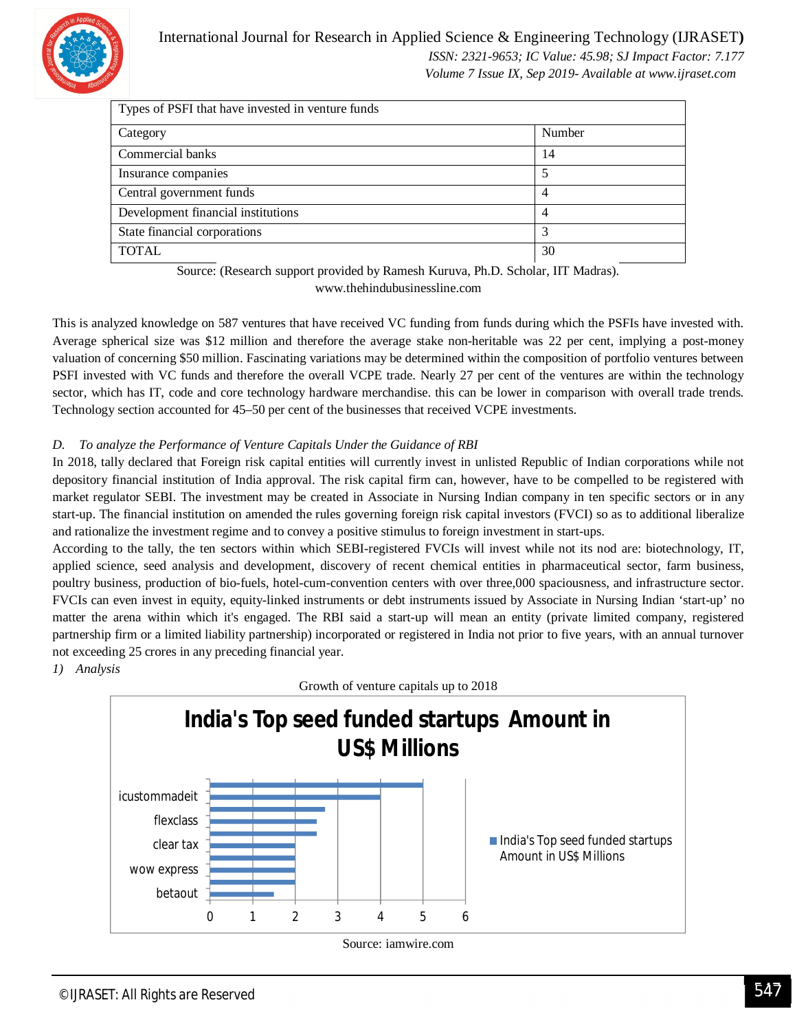| Types of PSFI that have invested in venture funds | |
|---|---|
| Category | Number |
| Commercial banks | 14 |
| Insurance companies | 5 |
| Central government funds | 4 |
| Development financial institutions | 4 |
| State financial corporations | 3 |
| TOTAL | 30 |

Source: (Research support provided by Ramesh Kuruva, Ph.D. Scholar, IIT Madras). www.thehindubusinessline.com

This is analyzed knowledge on 587 ventures that have received VC funding from funds during which the PSFIs have invested with. Average spherical size was $12 million and therefore the average stake non-heritable was 22 per cent, implying a post-money valuation of concerning $50 million. Fascinating variations may be determined within the composition of portfolio ventures between PSFI invested with VC funds and therefore the overall VCPE trade. Nearly 27 per cent of the ventures are within the technology sector, which has IT, code and core technology hardware merchandise. this can be lower in comparison with overall trade trends. Technology section accounted for 45–50 per cent of the businesses that received VCPE investments.

*D. To analyze the Performance of Venture Capitals Under the Guidance of RBI*

In 2018, tally declared that Foreign risk capital entities will currently invest in unlisted Republic of Indian corporations while not depository financial institution of India approval. The risk capital firm can, however, have to be compelled to be registered with market regulator SEBI. The investment may be created in Associate in Nursing Indian company in ten specific sectors or in any start-up. The financial institution on amended the rules governing foreign risk capital investors (FVCI) so as to additional liberalize and rationalize the investment regime and to convey a positive stimulus to foreign investment in start-ups.

According to the tally, the ten sectors within which SEBI-registered FVCIs will invest while not its nod are: biotechnology, IT, applied science, seed analysis and development, discovery of recent chemical entities in pharmaceutical sector, farm business, poultry business, production of bio-fuels, hotel-cum-convention centers with over three,000 spaciousness, and infrastructure sector. FVCIs can even invest in equity, equity-linked instruments or debt instruments issued by Associate in Nursing Indian 'start-up' no matter the arena within which it's engaged. The RBI said a start-up will mean an entity (private limited company, registered partnership firm or a limited liability partnership) incorporated or registered in India not prior to five years, with an annual turnover not exceeding 25 crores in any preceding financial year.

*1) Analysis*

Growth of venture capitals up to 2018

Source: iamwire.com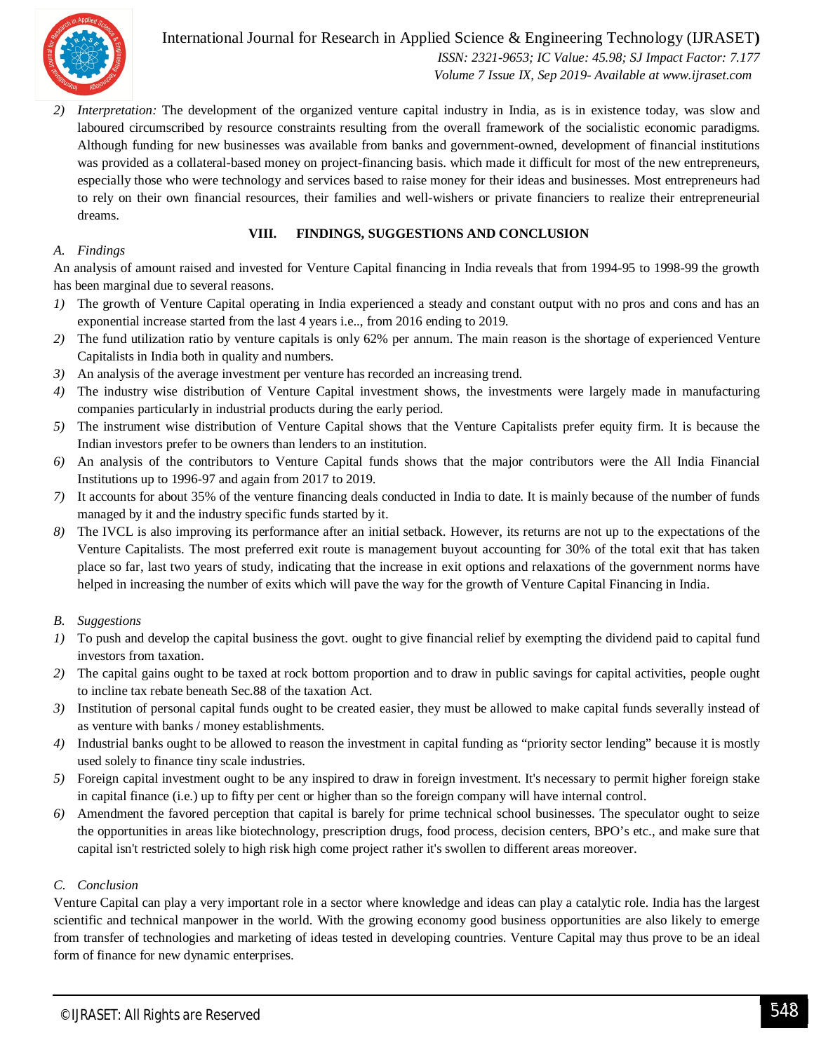2) *Interpretation:* The development of the organized venture capital industry in India, as is in existence today, was slow and laboured circumscribed by resource constraints resulting from the overall framework of the socialistic economic paradigms. Although funding for new businesses was available from banks and government-owned, development of financial institutions was provided as a collateral-based money on project-financing basis. which made it difficult for most of the new entrepreneurs, especially those who were technology and services based to raise money for their ideas and businesses. Most entrepreneurs had to rely on their own financial resources, their families and well-wishers or private financiers to realize their entrepreneurial dreams.

## VIII. FINDINGS, SUGGESTIONS AND CONCLUSION

### *A. Findings*

An analysis of amount raised and invested for Venture Capital financing in India reveals that from 1994-95 to 1998-99 the growth has been marginal due to several reasons.

1) The growth of Venture Capital operating in India experienced a steady and constant output with no pros and cons and has an exponential increase started from the last 4 years i.e.., from 2016 ending to 2019.
2) The fund utilization ratio by venture capitals is only 62% per annum. The main reason is the shortage of experienced Venture Capitalists in India both in quality and numbers.
3) An analysis of the average investment per venture has recorded an increasing trend.
4) The industry wise distribution of Venture Capital investment shows, the investments were largely made in manufacturing companies particularly in industrial products during the early period.
5) The instrument wise distribution of Venture Capital shows that the Venture Capitalists prefer equity firm. It is because the Indian investors prefer to be owners than lenders to an institution.
6) An analysis of the contributors to Venture Capital funds shows that the major contributors were the All India Financial Institutions up to 1996-97 and again from 2017 to 2019.
7) It accounts for about 35% of the venture financing deals conducted in India to date. It is mainly because of the number of funds managed by it and the industry specific funds started by it.
8) The IVCL is also improving its performance after an initial setback. However, its returns are not up to the expectations of the Venture Capitalists. The most preferred exit route is management buyout accounting for 30% of the total exit that has taken place so far, last two years of study, indicating that the increase in exit options and relaxations of the government norms have helped in increasing the number of exits which will pave the way for the growth of Venture Capital Financing in India.

### *B. Suggestions*

1) To push and develop the capital business the govt. ought to give financial relief by exempting the dividend paid to capital fund investors from taxation.
2) The capital gains ought to be taxed at rock bottom proportion and to draw in public savings for capital activities, people ought to incline tax rebate beneath Sec.88 of the taxation Act.
3) Institution of personal capital funds ought to be created easier, they must be allowed to make capital funds severally instead of as venture with banks / money establishments.
4) Industrial banks ought to be allowed to reason the investment in capital funding as "priority sector lending" because it is mostly used solely to finance tiny scale industries.
5) Foreign capital investment ought to be any inspired to draw in foreign investment. It's necessary to permit higher foreign stake in capital finance (i.e.) up to fifty per cent or higher than so the foreign company will have internal control.
6) Amendment the favored perception that capital is barely for prime technical school businesses. The speculator ought to seize the opportunities in areas like biotechnology, prescription drugs, food process, decision centers, BPO's etc., and make sure that capital isn't restricted solely to high risk high come project rather it's swollen to different areas moreover.

### *C. Conclusion*

Venture Capital can play a very important role in a sector where knowledge and ideas can play a catalytic role. India has the largest scientific and technical manpower in the world. With the growing economy good business opportunities are also likely to emerge from transfer of technologies and marketing of ideas tested in developing countries. Venture Capital may thus prove to be an ideal form of finance for new dynamic enterprises.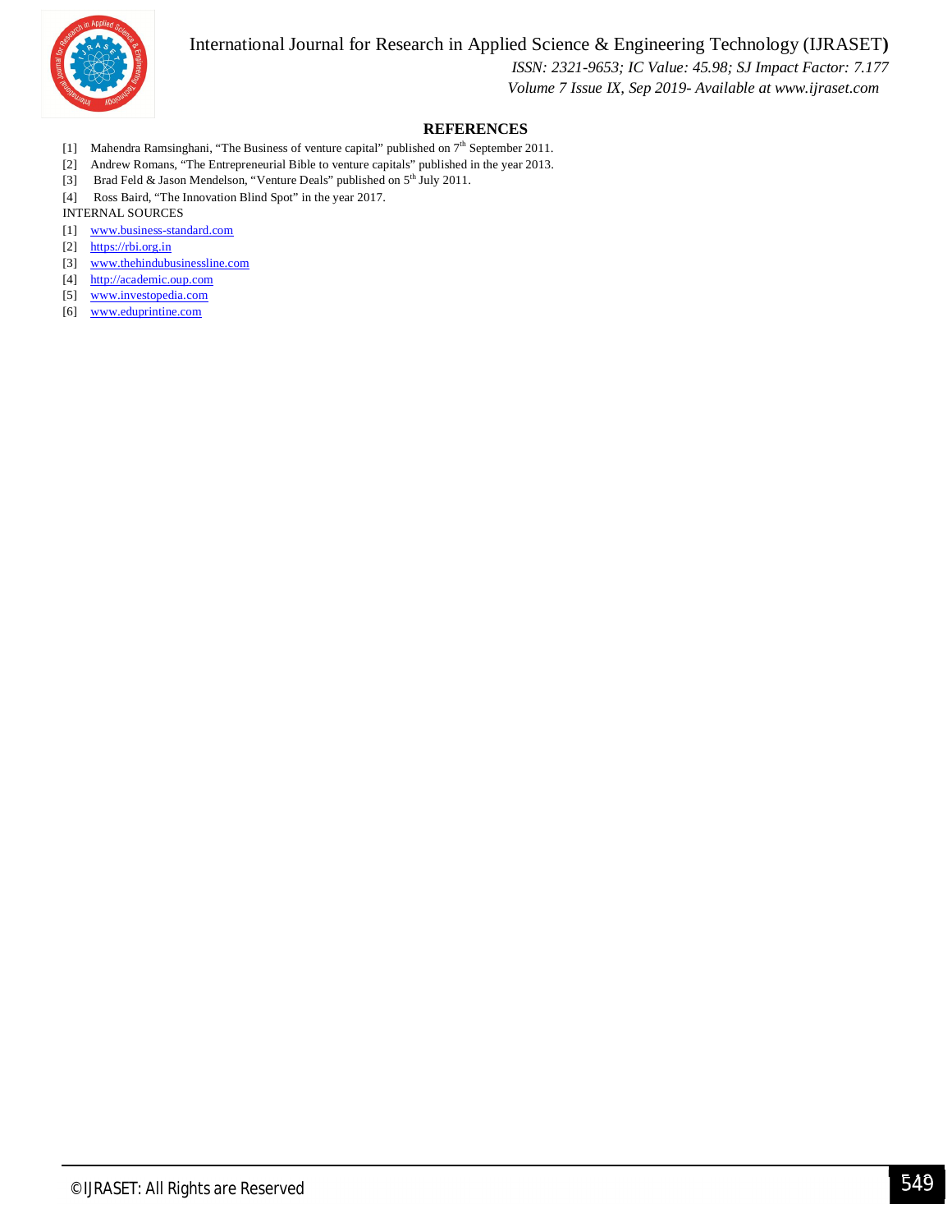## REFERENCES

[1] Mahendra Ramsinghani, "The Business of venture capital" published on 7th September 2011.
[2] Andrew Romans, "The Entrepreneurial Bible to venture capitals" published in the year 2013.
[3] Brad Feld & Jason Mendelson, "Venture Deals" published on 5th July 2011.
[4] Ross Baird, "The Innovation Blind Spot" in the year 2017.

INTERNAL SOURCES

[1] www.business-standard.com
[2] https://rbi.org.in
[3] www.thehindubusinessline.com
[4] http://academic.oup.com
[5] www.investopedia.com
[6] www.eduprintine.com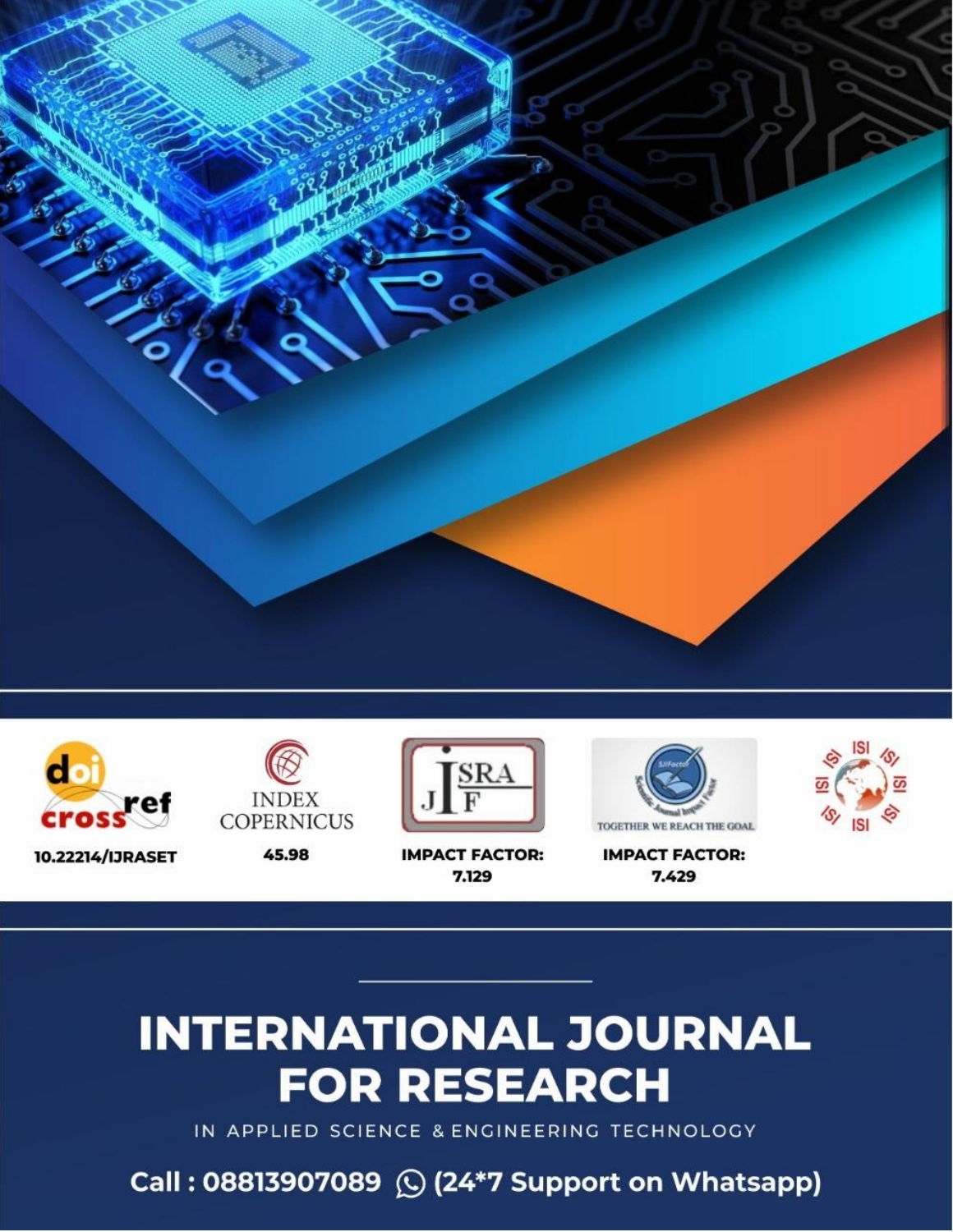10.22214/IJRASET

45.98

IMPACT FACTOR: 7.129

IMPACT FACTOR: 7.429

# INTERNATIONAL JOURNAL FOR RESEARCH

IN APPLIED SCIENCE & ENGINEERING TECHNOLOGY

Call : 08813907089 (24*7 Support on Whatsapp)